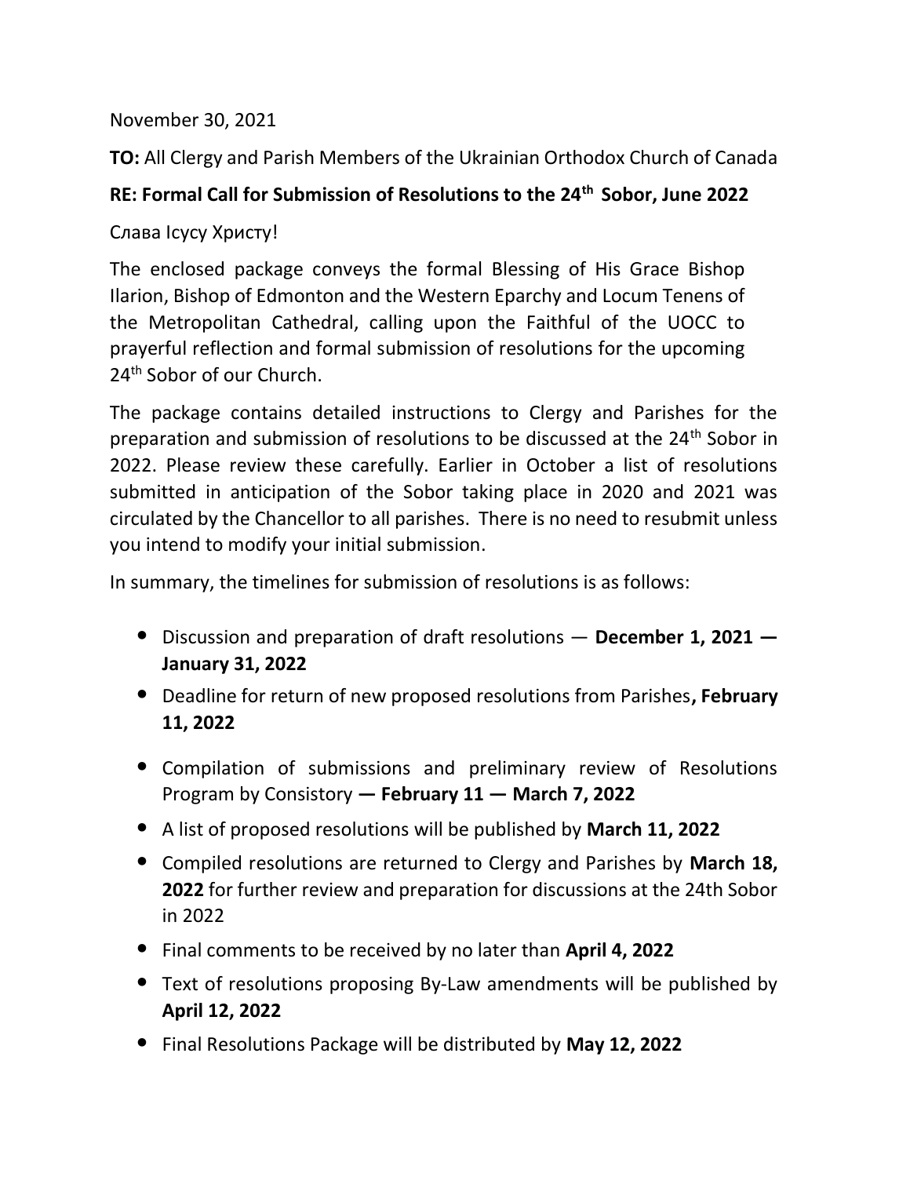November 30, 2021

**TO:** All Clergy and Parish Members of the Ukrainian Orthodox Church of Canada

**RE: Formal Call for Submission of Resolutions to the 24th Sobor, June 2022**

Слава Ісусу Христу!

The enclosed package conveys the formal Blessing of His Grace Bishop Ilarion, Bishop of Edmonton and the Western Eparchy and Locum Tenens of the Metropolitan Cathedral, calling upon the Faithful of the UOCC to prayerful reflection and formal submission of resolutions for the upcoming 24th Sobor of our Church.

The package contains detailed instructions to Clergy and Parishes for the preparation and submission of resolutions to be discussed at the 24th Sobor in 2022. Please review these carefully. Earlier in October a list of resolutions submitted in anticipation of the Sobor taking place in 2020 and 2021 was circulated by the Chancellor to all parishes. There is no need to resubmit unless you intend to modify your initial submission.

In summary, the timelines for submission of resolutions is as follows:

- Discussion and preparation of draft resolutions — **December 1, 2021 — January 31, 2022**
- Deadline for return of new proposed resolutions from Parishes**, February 11, 2022**
- Compilation of submissions and preliminary review of Resolutions Program by Consistory **— February 11 — March 7, 2022**
- A list of proposed resolutions will be published by **March 11, 2022**
- Compiled resolutions are returned to Clergy and Parishes by **March 18, 2022** for further review and preparation for discussions at the 24th Sobor in 2022
- Final comments to be received by no later than **April 4, 2022**
- Text of resolutions proposing By-Law amendments will be published by **April 12, 2022**
- Final Resolutions Package will be distributed by **May 12, 2022**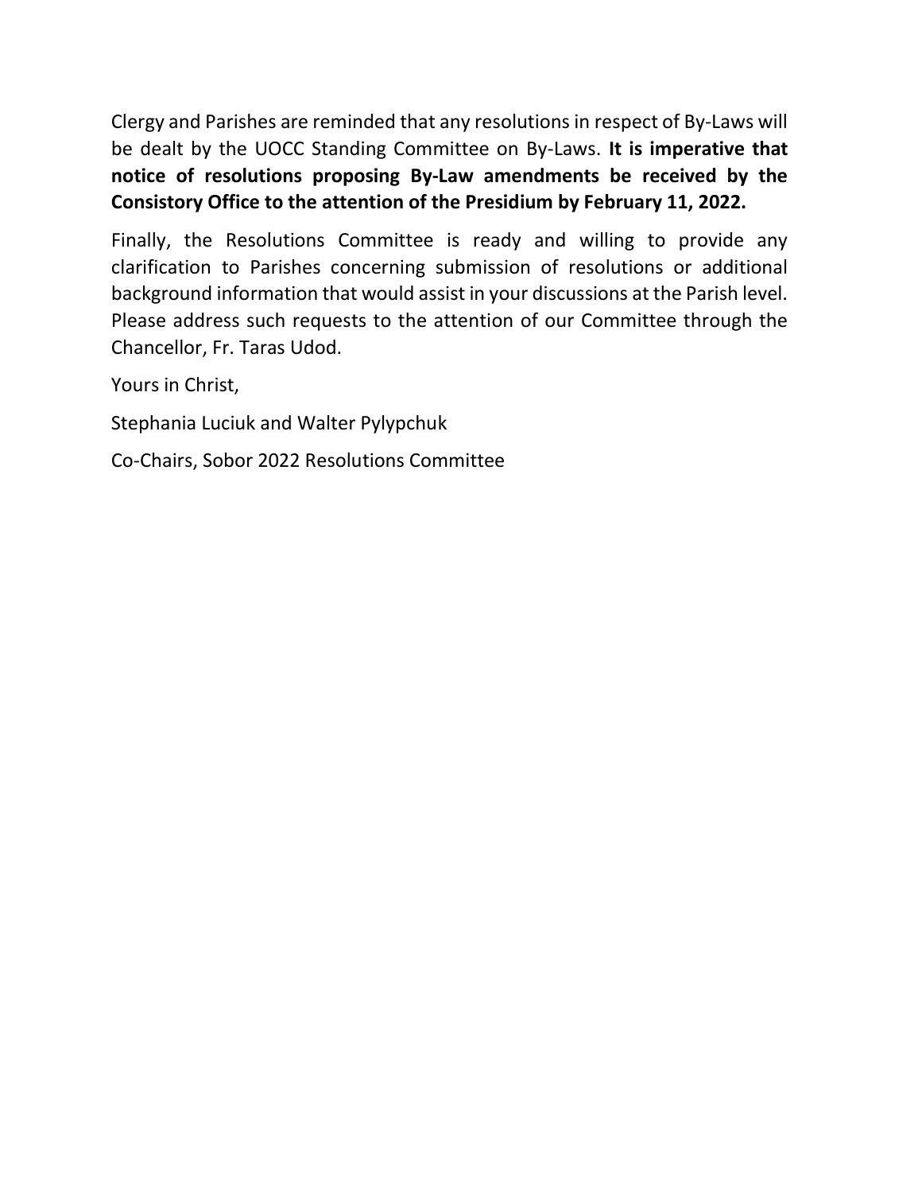Clergy and Parishes are reminded that any resolutions in respect of By-Laws will be dealt by the UOCC Standing Committee on By-Laws. **It is imperative that notice of resolutions proposing By-Law amendments be received by the Consistory Office to the attention of the Presidium by February 11, 2022.**

Finally, the Resolutions Committee is ready and willing to provide any clarification to Parishes concerning submission of resolutions or additional background information that would assist in your discussions at the Parish level. Please address such requests to the attention of our Committee through the Chancellor, Fr. Taras Udod.

Yours in Christ,

Stephania Luciuk and Walter Pylypchuk

Co-Chairs, Sobor 2022 Resolutions Committee